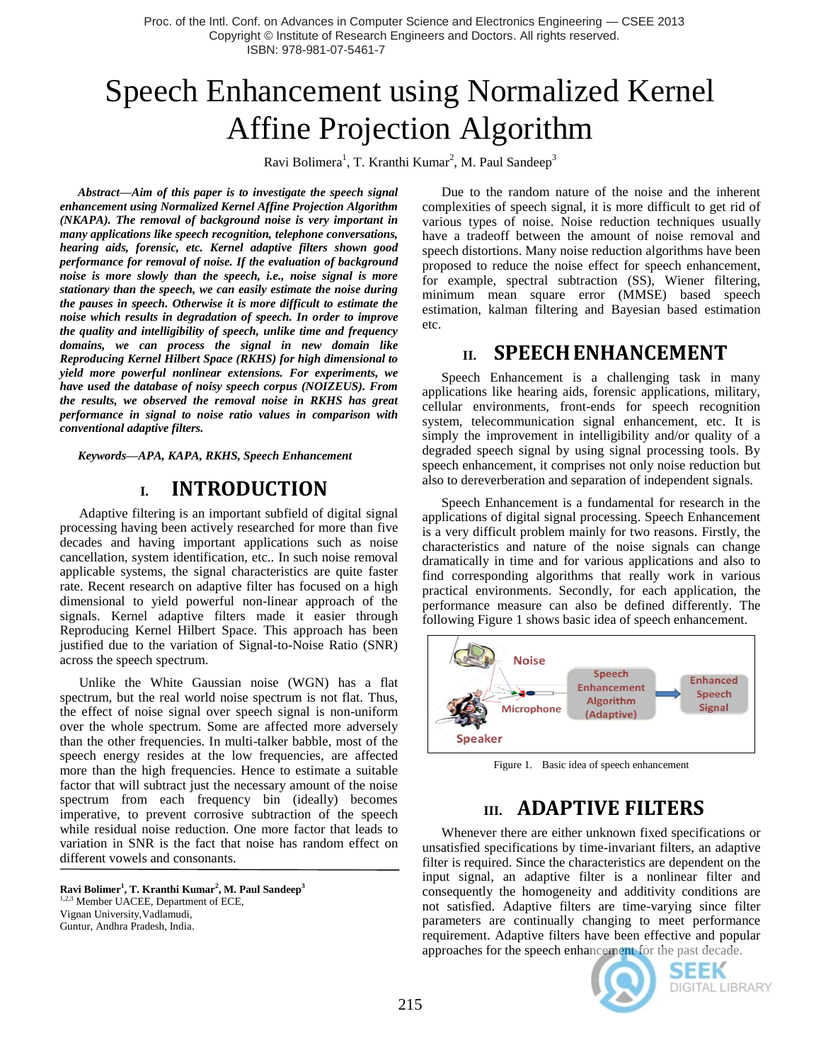Proc. of the Intl. Conf. on Advances in Computer Science and Electronics Engineering — CSEE 2013
Copyright © Institute of Research Engineers and Doctors. All rights reserved.
ISBN: 978-981-07-5461-7

# Speech Enhancement using Normalized Kernel Affine Projection Algorithm

Ravi Bolimera[1], T. Kranthi Kumar[2], M. Paul Sandeep[3]

***Abstract*—Aim of this paper is to investigate the speech signal enhancement using Normalized Kernel Affine Projection Algorithm (NKAPA). The removal of background noise is very important in many applications like speech recognition, telephone conversations, hearing aids, forensic, etc. Kernel adaptive filters shown good performance for removal of noise. If the evaluation of background noise is more slowly than the speech, i.e., noise signal is more stationary than the speech, we can easily estimate the noise during the pauses in speech. Otherwise it is more difficult to estimate the noise which results in degradation of speech. In order to improve the quality and intelligibility of speech, unlike time and frequency domains, we can process the signal in new domain like Reproducing Kernel Hilbert Space (RKHS) for high dimensional to yield more powerful nonlinear extensions. For experiments, we have used the database of noisy speech corpus (NOIZEUS). From the results, we observed the removal noise in RKHS has great performance in signal to noise ratio values in comparison with conventional adaptive filters.**

***Keywords*—APA, KAPA, RKHS, Speech Enhancement**

## I. INTRODUCTION

Adaptive filtering is an important subfield of digital signal processing having been actively researched for more than five decades and having important applications such as noise cancellation, system identification, etc.. In such noise removal applicable systems, the signal characteristics are quite faster rate. Recent research on adaptive filter has focused on a high dimensional to yield powerful non-linear approach of the signals. Kernel adaptive filters made it easier through Reproducing Kernel Hilbert Space. This approach has been justified due to the variation of Signal-to-Noise Ratio (SNR) across the speech spectrum.

Unlike the White Gaussian noise (WGN) has a flat spectrum, but the real world noise spectrum is not flat. Thus, the effect of noise signal over speech signal is non-uniform over the whole spectrum. Some are affected more adversely than the other frequencies. In multi-talker babble, most of the speech energy resides at the low frequencies, are affected more than the high frequencies. Hence to estimate a suitable factor that will subtract just the necessary amount of the noise spectrum from each frequency bin (ideally) becomes imperative, to prevent corrosive subtraction of the speech while residual noise reduction. One more factor that leads to variation in SNR is the fact that noise has random effect on different vowels and consonants.

Due to the random nature of the noise and the inherent complexities of speech signal, it is more difficult to get rid of various types of noise. Noise reduction techniques usually have a tradeoff between the amount of noise removal and speech distortions. Many noise reduction algorithms have been proposed to reduce the noise effect for speech enhancement, for example, spectral subtraction (SS), Wiener filtering, minimum mean square error (MMSE) based speech estimation, kalman filtering and Bayesian based estimation etc.

## II. SPEECH ENHANCEMENT

Speech Enhancement is a challenging task in many applications like hearing aids, forensic applications, military, cellular environments, front-ends for speech recognition system, telecommunication signal enhancement, etc. It is simply the improvement in intelligibility and/or quality of a degraded speech signal by using signal processing tools. By speech enhancement, it comprises not only noise reduction but also to dereverberation and separation of independent signals.

Speech Enhancement is a fundamental for research in the applications of digital signal processing. Speech Enhancement is a very difficult problem mainly for two reasons. Firstly, the characteristics and nature of the noise signals can change dramatically in time and for various applications and also to find corresponding algorithms that really work in various practical environments. Secondly, for each application, the performance measure can also be defined differently. The following Figure 1 shows basic idea of speech enhancement.

Noise
Microphone
Speaker
Speech Enhancement Algorithm (Adaptive)
Enhanced Speech Signal

Figure 1. Basic idea of speech enhancement

## III. ADAPTIVE FILTERS

Whenever there are either unknown fixed specifications or unsatisfied specifications by time-invariant filters, an adaptive filter is required. Since the characteristics are dependent on the input signal, an adaptive filter is a nonlinear filter and consequently the homogeneity and additivity conditions are not satisfied. Adaptive filters are time-varying since filter parameters are continually changing to meet performance requirement. Adaptive filters have been effective and popular approaches for the speech enhancement for the past decade.

---

**Ravi Bolimer[1], T. Kranthi Kumar[2], M. Paul Sandeep[3]**
[1,2,3] Member UACEE, Department of ECE,
Vignan University,Vadlamudi,
Guntur, Andhra Pradesh, India.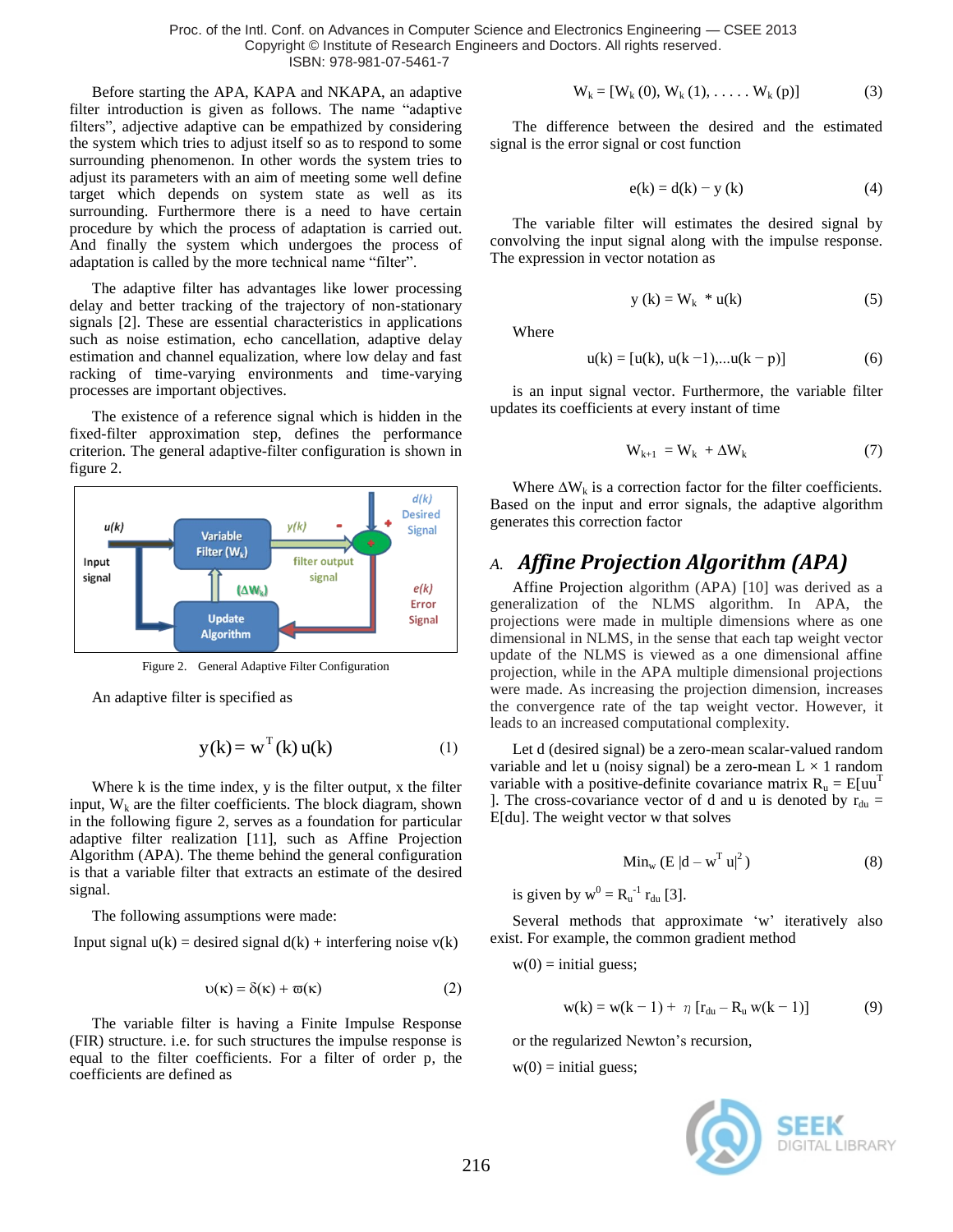Before starting the APA, KAPA and NKAPA, an adaptive filter introduction is given as follows. The name "adaptive filters", adjective adaptive can be empathized by considering the system which tries to adjust itself so as to respond to some surrounding phenomenon. In other words the system tries to adjust its parameters with an aim of meeting some well define target which depends on system state as well as its surrounding. Furthermore there is a need to have certain procedure by which the process of adaptation is carried out. And finally the system which undergoes the process of adaptation is called by the more technical name "filter".

The adaptive filter has advantages like lower processing delay and better tracking of the trajectory of non-stationary signals [2]. These are essential characteristics in applications such as noise estimation, echo cancellation, adaptive delay estimation and channel equalization, where low delay and fast racking of time-varying environments and time-varying processes are important objectives.

The existence of a reference signal which is hidden in the fixed-filter approximation step, defines the performance criterion. The general adaptive-filter configuration is shown in figure 2.

Figure 2. General Adaptive Filter Configuration

An adaptive filter is specified as

$$y(k) = w^T(k)\, u(k) \tag{1}$$

Where k is the time index, y is the filter output, x the filter input, $W_k$ are the filter coefficients. The block diagram, shown in the following figure 2, serves as a foundation for particular adaptive filter realization [11], such as Affine Projection Algorithm (APA). The theme behind the general configuration is that a variable filter that extracts an estimate of the desired signal.

The following assumptions were made:

Input signal u(k) = desired signal d(k) + interfering noise v(k)

$$\upsilon(\kappa) = \delta(\kappa) + \varpi(\kappa) \tag{2}$$

The variable filter is having a Finite Impulse Response (FIR) structure. i.e. for such structures the impulse response is equal to the filter coefficients. For a filter of order p, the coefficients are defined as

$$W_k = [W_k(0), W_k(1), \ldots\ldots W_k(p)] \tag{3}$$

The difference between the desired and the estimated signal is the error signal or cost function

$$e(k) = d(k) - y(k) \tag{4}$$

The variable filter will estimates the desired signal by convolving the input signal along with the impulse response. The expression in vector notation as

$$y(k) = W_k * u(k) \tag{5}$$

Where

$$u(k) = [u(k), u(k-1), \ldots u(k-p)] \tag{6}$$

is an input signal vector. Furthermore, the variable filter updates its coefficients at every instant of time

$$W_{k+1} = W_k + \Delta W_k \tag{7}$$

Where $\Delta W_k$ is a correction factor for the filter coefficients. Based on the input and error signals, the adaptive algorithm generates this correction factor

## A. *Affine Projection Algorithm (APA)*

Affine Projection algorithm (APA) [10] was derived as a generalization of the NLMS algorithm. In APA, the projections were made in multiple dimensions where as one dimensional in NLMS, in the sense that each tap weight vector update of the NLMS is viewed as a one dimensional affine projection, while in the APA multiple dimensional projections were made. As increasing the projection dimension, increases the convergence rate of the tap weight vector. However, it leads to an increased computational complexity.

Let d (desired signal) be a zero-mean scalar-valued random variable and let u (noisy signal) be a zero-mean $L \times 1$ random variable with a positive-definite covariance matrix $R_u = E[uu^T]$. The cross-covariance vector of d and u is denoted by $r_{du} = E[du]$. The weight vector w that solves

$$\text{Min}_w \left(E\,|d - w^T u|^2\right) \tag{8}$$

is given by $w^0 = R_u^{-1} r_{du}$ [3].

Several methods that approximate 'w' iteratively also exist. For example, the common gradient method

w(0) = initial guess;

$$w(k) = w(k-1) + \eta\,[r_{du} - R_u\, w(k-1)] \tag{9}$$

or the regularized Newton's recursion,

w(0) = initial guess;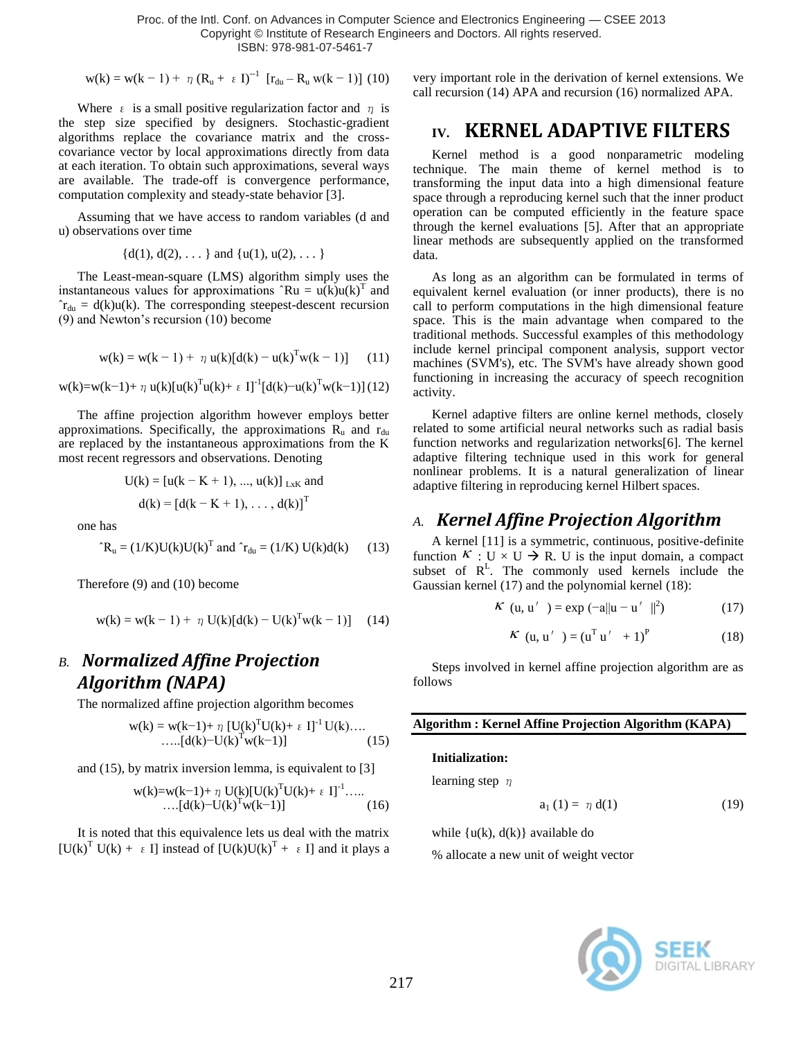$$w(k) = w(k-1) + \eta (R_u + \varepsilon I)^{-1} [r_{du} - R_u w(k-1)] \quad (10)$$

Where $\varepsilon$ is a small positive regularization factor and $\eta$ is the step size specified by designers. Stochastic-gradient algorithms replace the covariance matrix and the cross-covariance vector by local approximations directly from data at each iteration. To obtain such approximations, several ways are available. The trade-off is convergence performance, computation complexity and steady-state behavior [3].

Assuming that we have access to random variables (d and u) observations over time

$$\{d(1), d(2), \ldots\} \text{ and } \{u(1), u(2), \ldots\}$$

The Least-mean-square (LMS) algorithm simply uses the instantaneous values for approximations $\hat{R}u = u(k)u(k)^T$ and $\hat{r}_{du} = d(k)u(k)$. The corresponding steepest-descent recursion (9) and Newton's recursion (10) become

$$w(k) = w(k-1) + \eta u(k)[d(k) - u(k)^T w(k-1)] \quad (11)$$

$$w(k) = w(k-1) + \eta u(k)[u(k)^T u(k) + \varepsilon I]^{-1}[d(k) - u(k)^T w(k-1)] \quad (12)$$

The affine projection algorithm however employs better approximations. Specifically, the approximations $R_u$ and $r_{du}$ are replaced by the instantaneous approximations from the K most recent regressors and observations. Denoting

$$U(k) = [u(k-K+1), \ldots, u(k)]_{L\times K} \text{ and}$$

$$d(k) = [d(k-K+1), \ldots, d(k)]^T$$

one has

$$\hat{R}_u = (1/K)U(k)U(k)^T \text{ and } \hat{r}_{du} = (1/K)\, U(k)d(k) \quad (13)$$

Therefore (9) and (10) become

$$w(k) = w(k-1) + \eta U(k)[d(k) - U(k)^T w(k-1)] \quad (14)$$

## B. *Normalized Affine Projection Algorithm (NAPA)*

The normalized affine projection algorithm becomes

$$w(k) = w(k-1) + \eta [U(k)^T U(k) + \varepsilon I]^{-1} U(k) \ldots [d(k) - U(k)^T w(k-1)] \quad (15)$$

and (15), by matrix inversion lemma, is equivalent to [3]

$$w(k) = w(k-1) + \eta U(k)[U(k)^T U(k) + \varepsilon I]^{-1} \ldots [d(k) - U(k)^T w(k-1)] \quad (16)$$

It is noted that this equivalence lets us deal with the matrix $[U(k)^T U(k) + \varepsilon I]$ instead of $[U(k)U(k)^T + \varepsilon I]$ and it plays a very important role in the derivation of kernel extensions. We call recursion (14) APA and recursion (16) normalized APA.

# IV. KERNEL ADAPTIVE FILTERS

Kernel method is a good nonparametric modeling technique. The main theme of kernel method is to transforming the input data into a high dimensional feature space through a reproducing kernel such that the inner product operation can be computed efficiently in the feature space through the kernel evaluations [5]. After that an appropriate linear methods are subsequently applied on the transformed data.

As long as an algorithm can be formulated in terms of equivalent kernel evaluation (or inner products), there is no call to perform computations in the high dimensional feature space. This is the main advantage when compared to the traditional methods. Successful examples of this methodology include kernel principal component analysis, support vector machines (SVM's), etc. The SVM's have already shown good functioning in increasing the accuracy of speech recognition activity.

Kernel adaptive filters are online kernel methods, closely related to some artificial neural networks such as radial basis function networks and regularization networks[6]. The kernel adaptive filtering technique used in this work for general nonlinear problems. It is a natural generalization of linear adaptive filtering in reproducing kernel Hilbert spaces.

## A. *Kernel Affine Projection Algorithm*

A kernel [11] is a symmetric, continuous, positive-definite function $\kappa : U \times U \rightarrow R$. U is the input domain, a compact subset of $R^L$. The commonly used kernels include the Gaussian kernel (17) and the polynomial kernel (18):

$$\kappa(u, u') = \exp(-a\|u - u'\|^2) \quad (17)$$

$$\kappa(u, u') = (u^T u' + 1)^P \quad (18)$$

Steps involved in kernel affine projection algorithm are as follows

**Algorithm : Kernel Affine Projection Algorithm (KAPA)**

**Initialization:**

learning step $\eta$

$$a_1(1) = \eta\, d(1) \quad (19)$$

while {u(k), d(k)} available do

% allocate a new unit of weight vector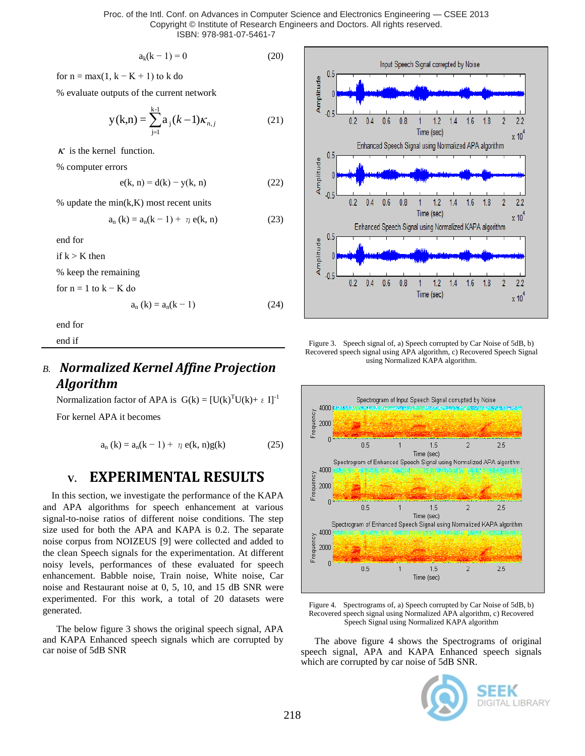$$a_k(k-1) = 0 \tag{20}$$

for n = max(1, k − K + 1) to k do

% evaluate outputs of the current network

$$y(k,n) = \sum_{j=1}^{k-1} a_j(k-1)\kappa_{n,j} \tag{21}$$

$\kappa$ is the kernel function.

% computer errors

$$e(k, n) = d(k) - y(k, n) \tag{22}$$

% update the min(k,K) most recent units

$$a_n(k) = a_n(k-1) + \eta\, e(k, n) \tag{23}$$

end for

if k > K then

% keep the remaining

for n = 1 to k − K do

$$a_n(k) = a_n(k-1) \tag{24}$$

end for

end if

### *B. Normalized Kernel Affine Projection Algorithm*

Normalization factor of APA is $G(k) = [U(k)^T U(k) + \varepsilon I]^{-1}$

For kernel APA it becomes

$$a_n(k) = a_n(k-1) + \eta\, e(k, n) g(k) \tag{25}$$

## V. EXPERIMENTAL RESULTS

In this section, we investigate the performance of the KAPA and APA algorithms for speech enhancement at various signal-to-noise ratios of different noise conditions. The step size used for both the APA and KAPA is 0.2. The separate noise corpus from NOIZEUS [9] were collected and added to the clean Speech signals for the experimentation. At different noisy levels, performances of these evaluated for speech enhancement. Babble noise, Train noise, White noise, Car noise and Restaurant noise at 0, 5, 10, and 15 dB SNR were experimented. For this work, a total of 20 datasets were generated.

The below figure 3 shows the original speech signal, APA and KAPA Enhanced speech signals which are corrupted by car noise of 5dB SNR

Figure 3. Speech signal of, a) Speech corrupted by Car Noise of 5dB, b) Recovered speech signal using APA algorithm, c) Recovered Speech Signal using Normalized KAPA algorithm.

Figure 4. Spectrograms of, a) Speech corrupted by Car Noise of 5dB, b) Recovered speech signal using Normalized APA algorithm, c) Recovered Speech Signal using Normalized KAPA algorithm

The above figure 4 shows the Spectrograms of original speech signal, APA and KAPA Enhanced speech signals which are corrupted by car noise of 5dB SNR.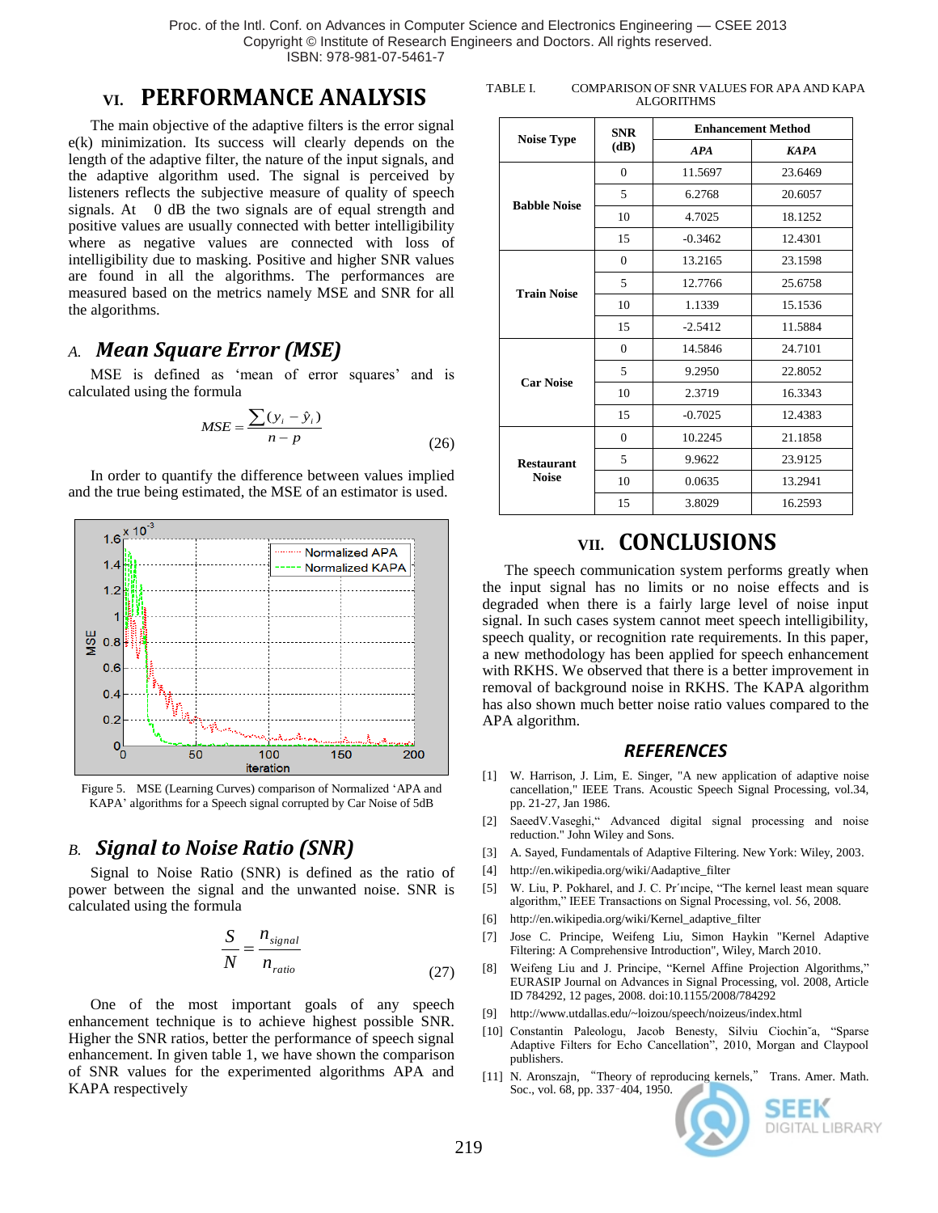## VI. PERFORMANCE ANALYSIS

The main objective of the adaptive filters is the error signal e(k) minimization. Its success will clearly depends on the length of the adaptive filter, the nature of the input signals, and the adaptive algorithm used. The signal is perceived by listeners reflects the subjective measure of quality of speech signals. At 0 dB the two signals are of equal strength and positive values are usually connected with better intelligibility where as negative values are connected with loss of intelligibility due to masking. Positive and higher SNR values are found in all the algorithms. The performances are measured based on the metrics namely MSE and SNR for all the algorithms.

### A. *Mean Square Error (MSE)*

MSE is defined as 'mean of error squares' and is calculated using the formula

$$MSE = \frac{\sum (y_i - \hat{y}_i)}{n - p} \tag{26}$$

In order to quantify the difference between values implied and the true being estimated, the MSE of an estimator is used.

x 10^-3
1.6
1.4
1.2
1
0.8
0.6
0.4
0.2
0
MSE
0
50
100
150
200
iteration
Normalized APA
Normalized KAPA

Figure 5. MSE (Learning Curves) comparison of Normalized 'APA and KAPA' algorithms for a Speech signal corrupted by Car Noise of 5dB

### B. *Signal to Noise Ratio (SNR)*

Signal to Noise Ratio (SNR) is defined as the ratio of power between the signal and the unwanted noise. SNR is calculated using the formula

$$\frac{S}{N} = \frac{n_{signal}}{n_{ratio}} \tag{27}$$

One of the most important goals of any speech enhancement technique is to achieve highest possible SNR. Higher the SNR ratios, better the performance of speech signal enhancement. In given table 1, we have shown the comparison of SNR values for the experimented algorithms APA and KAPA respectively

TABLE I. COMPARISON OF SNR VALUES FOR APA AND KAPA ALGORITHMS

| Noise Type | SNR (dB) | Enhancement Method | |
|---|---|---|---|
| | | *APA* | *KAPA* |
| **Babble Noise** | 0 | 11.5697 | 23.6469 |
| | 5 | 6.2768 | 20.6057 |
| | 10 | 4.7025 | 18.1252 |
| | 15 | -0.3462 | 12.4301 |
| **Train Noise** | 0 | 13.2165 | 23.1598 |
| | 5 | 12.7766 | 25.6758 |
| | 10 | 1.1339 | 15.1536 |
| | 15 | -2.5412 | 11.5884 |
| **Car Noise** | 0 | 14.5846 | 24.7101 |
| | 5 | 9.2950 | 22.8052 |
| | 10 | 2.3719 | 16.3343 |
| | 15 | -0.7025 | 12.4383 |
| **Restaurant Noise** | 0 | 10.2245 | 21.1858 |
| | 5 | 9.9622 | 23.9125 |
| | 10 | 0.0635 | 13.2941 |
| | 15 | 3.8029 | 16.2593 |

## VII. CONCLUSIONS

The speech communication system performs greatly when the input signal has no limits or no noise effects and is degraded when there is a fairly large level of noise input signal. In such cases system cannot meet speech intelligibility, speech quality, or recognition rate requirements. In this paper, a new methodology has been applied for speech enhancement with RKHS. We observed that there is a better improvement in removal of background noise in RKHS. The KAPA algorithm has also shown much better noise ratio values compared to the APA algorithm.

## *REFERENCES*

[1] W. Harrison, J. Lim, E. Singer, "A new application of adaptive noise cancellation," IEEE Trans. Acoustic Speech Signal Processing, vol.34, pp. 21-27, Jan 1986.

[2] SaeedV.Vaseghi," Advanced digital signal processing and noise reduction." John Wiley and Sons.

[3] A. Sayed, Fundamentals of Adaptive Filtering. New York: Wiley, 2003.

[4] http://en.wikipedia.org/wiki/Aadaptive_filter

[5] W. Liu, P. Pokharel, and J. C. Pr´ıncipe, "The kernel least mean square algorithm," IEEE Transactions on Signal Processing, vol. 56, 2008.

[6] http://en.wikipedia.org/wiki/Kernel_adaptive_filter

[7] Jose C. Principe, Weifeng Liu, Simon Haykin "Kernel Adaptive Filtering: A Comprehensive Introduction", Wiley, March 2010.

[8] Weifeng Liu and J. Principe, "Kernel Affine Projection Algorithms," EURASIP Journal on Advances in Signal Processing, vol. 2008, Article ID 784292, 12 pages, 2008. doi:10.1155/2008/784292

[9] http://www.utdallas.edu/~loizou/speech/noizeus/index.html

[10] Constantin Paleologu, Jacob Benesty, Silviu Ciochin˘a, "Sparse Adaptive Filters for Echo Cancellation", 2010, Morgan and Claypool publishers.

[11] N. Aronszajn, "Theory of reproducing kernels," Trans. Amer. Math. Soc., vol. 68, pp. 337-404, 1950.